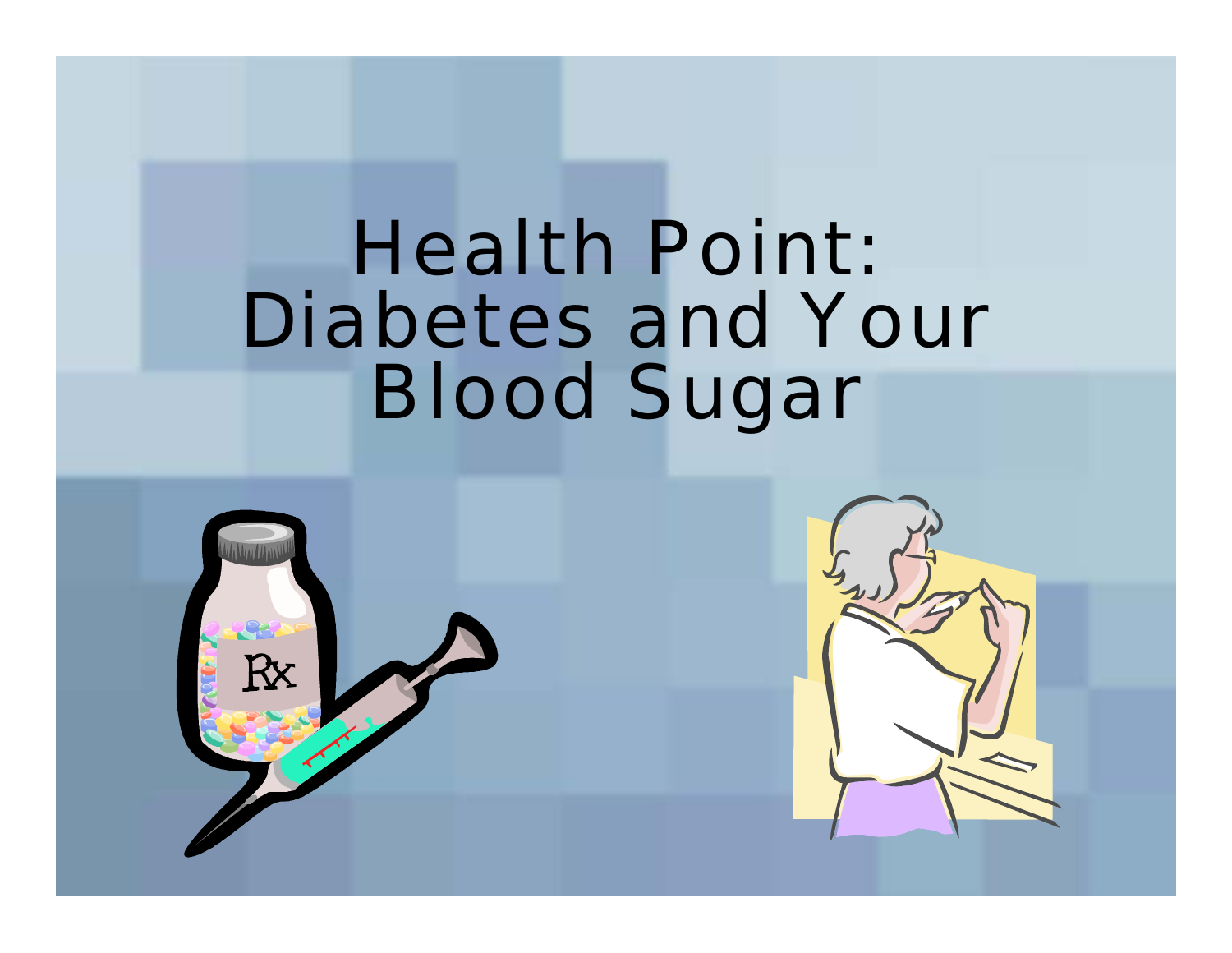# Health Point: Diabetes and Your Blood Sugar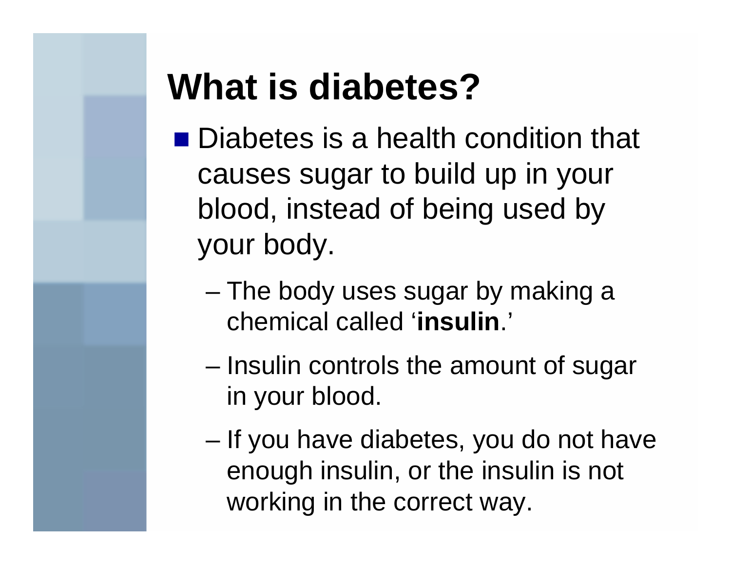# What is diabetes?

- Diabetes is a health condition that causes sugar to build up in your blood, instead of being used by your body.
  - The body uses sugar by making a chemical called '**insulin**.'
  - Insulin controls the amount of sugar in your blood.
  - If you have diabetes, you do not have enough insulin, or the insulin is not working in the correct way.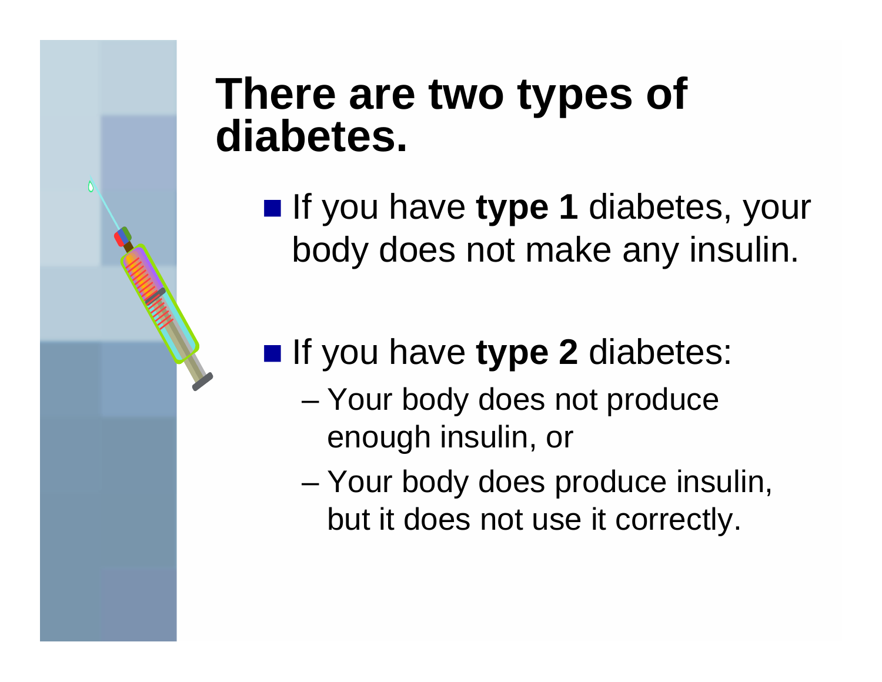# There are two types of diabetes.

- If you have **type 1** diabetes, your body does not make any insulin.

- If you have **type 2** diabetes:
  - Your body does not produce enough insulin, or
  - Your body does produce insulin, but it does not use it correctly.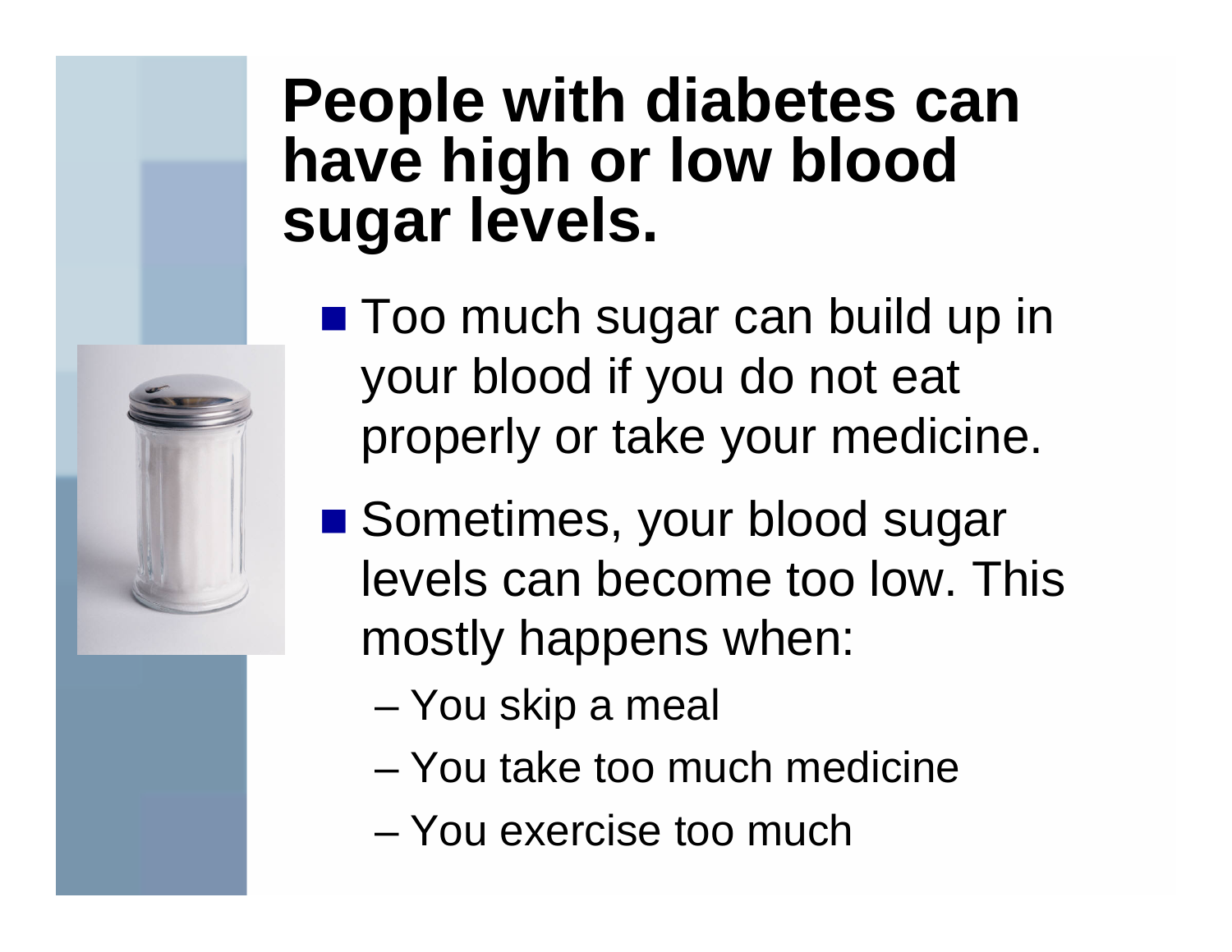# People with diabetes can have high or low blood sugar levels.

- Too much sugar can build up in your blood if you do not eat properly or take your medicine.
- Sometimes, your blood sugar levels can become too low. This mostly happens when:
  - You skip a meal
  - You take too much medicine
  - You exercise too much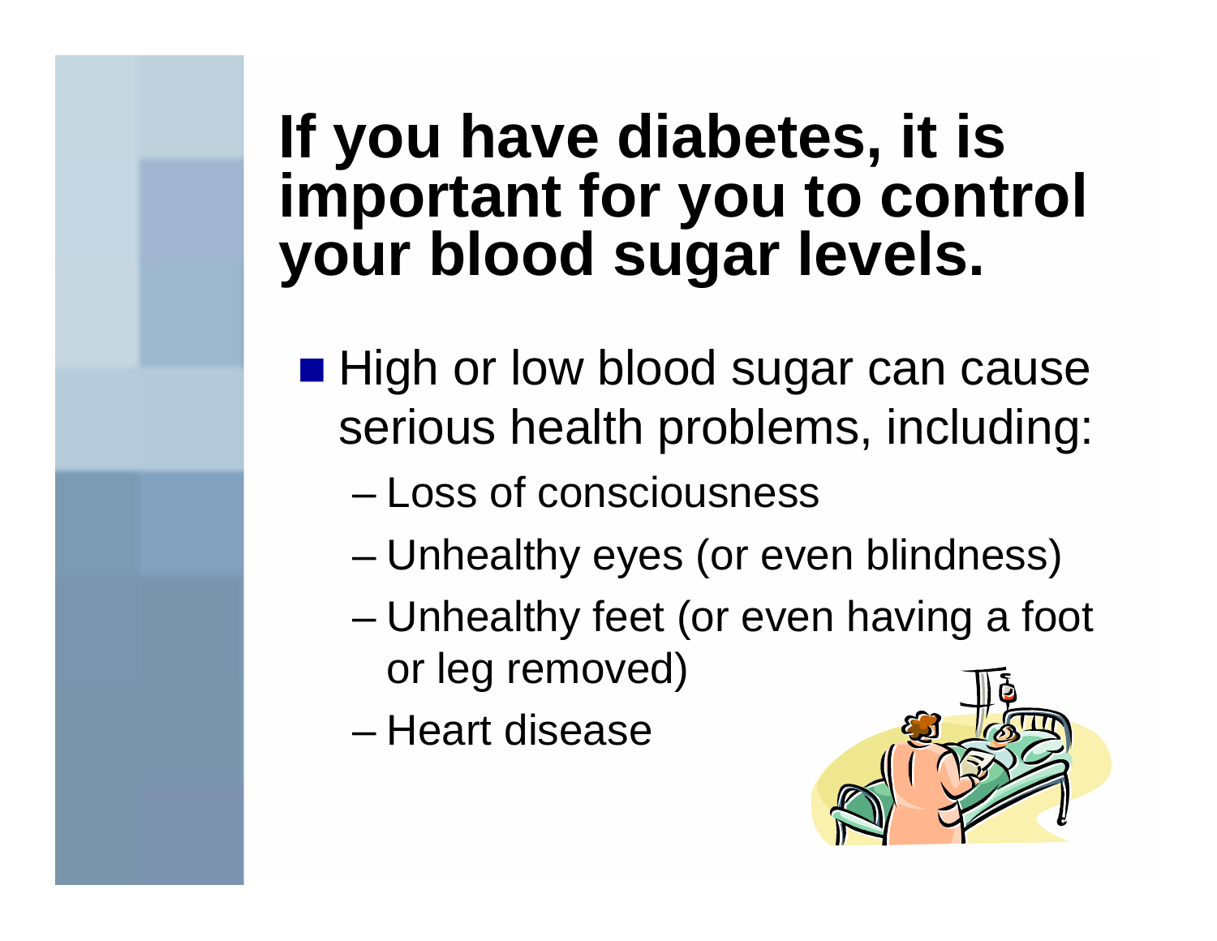# If you have diabetes, it is important for you to control your blood sugar levels.

- High or low blood sugar can cause serious health problems, including:
  - Loss of consciousness
  - Unhealthy eyes (or even blindness)
  - Unhealthy feet (or even having a foot or leg removed)
  - Heart disease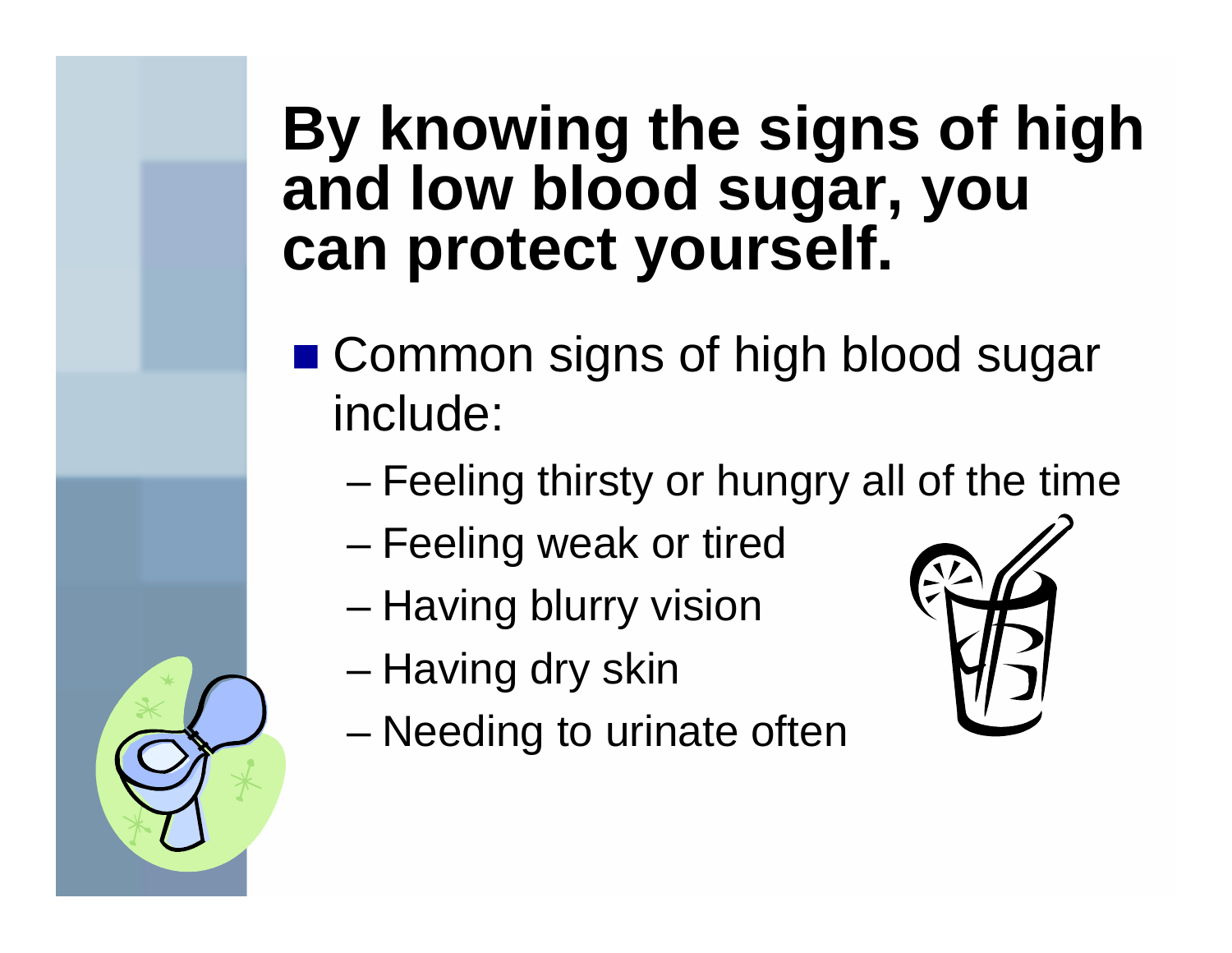# By knowing the signs of high and low blood sugar, you can protect yourself.

- Common signs of high blood sugar include:
  - Feeling thirsty or hungry all of the time
  - Feeling weak or tired
  - Having blurry vision
  - Having dry skin
  - Needing to urinate often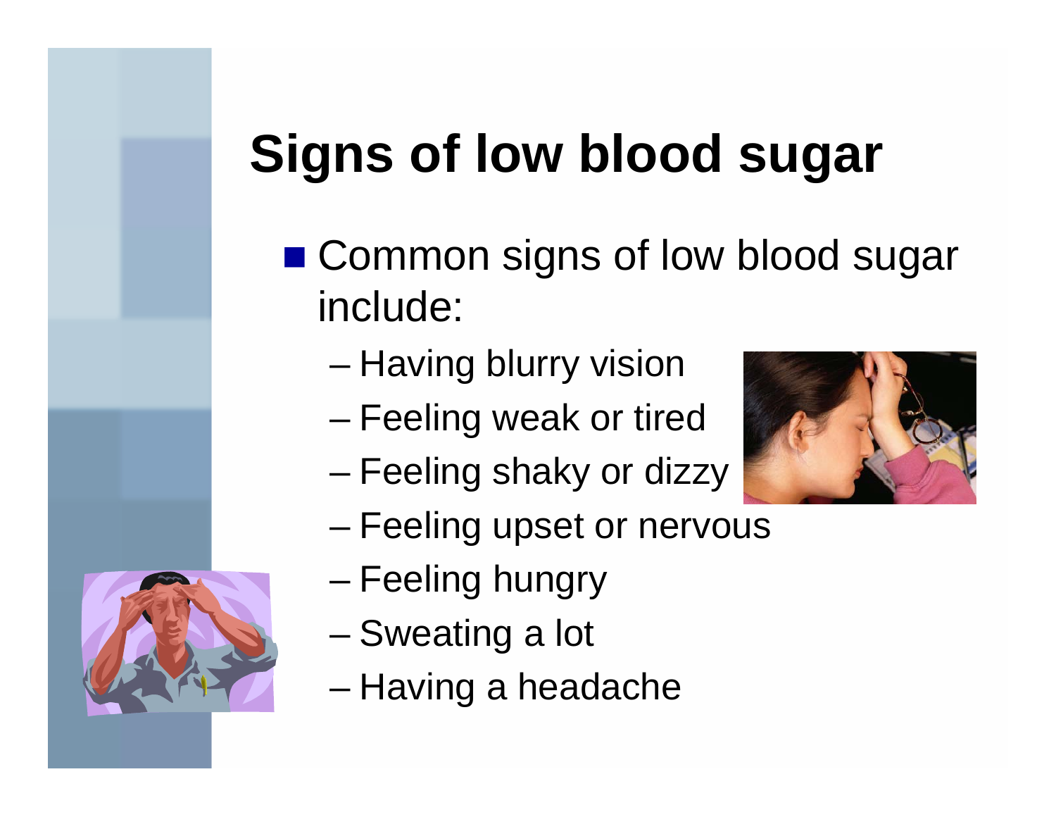# Signs of low blood sugar

- Common signs of low blood sugar include:
  - Having blurry vision
  - Feeling weak or tired
  - Feeling shaky or dizzy
  - Feeling upset or nervous
  - Feeling hungry
  - Sweating a lot
  - Having a headache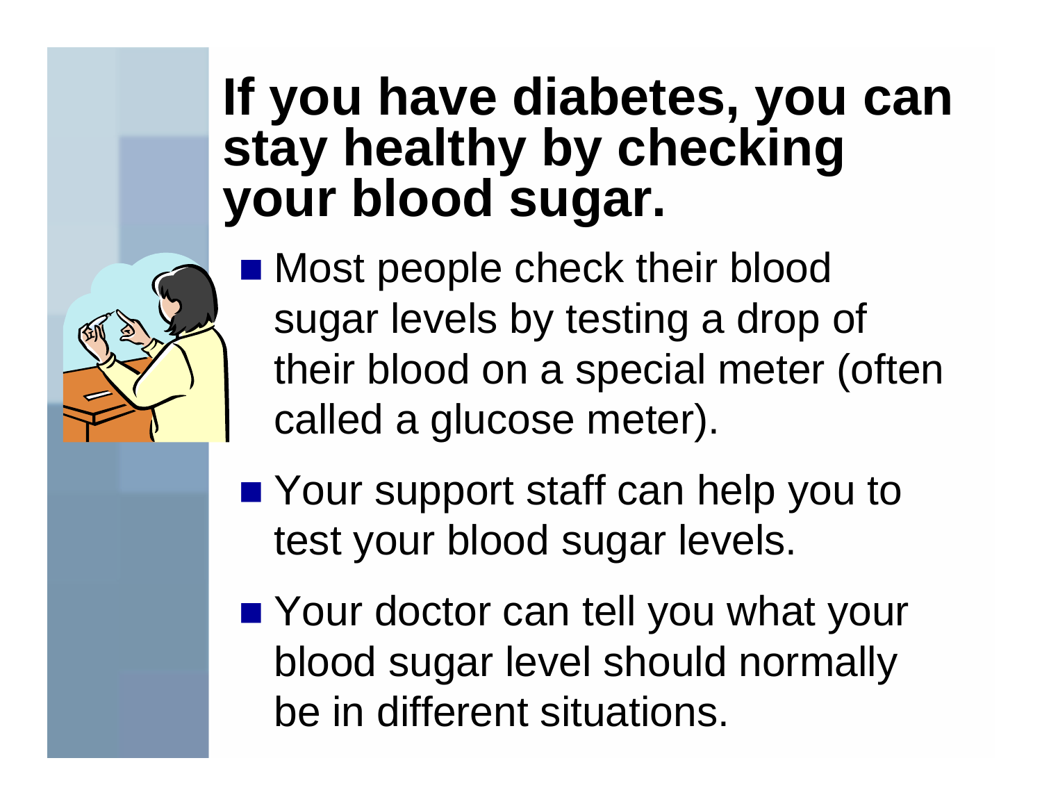# If you have diabetes, you can stay healthy by checking your blood sugar.

- Most people check their blood sugar levels by testing a drop of their blood on a special meter (often called a glucose meter).
- Your support staff can help you to test your blood sugar levels.
- Your doctor can tell you what your blood sugar level should normally be in different situations.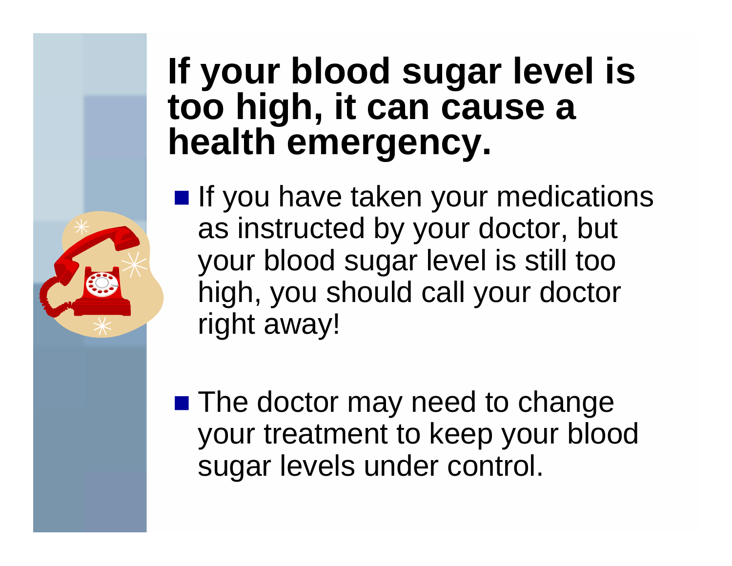# If your blood sugar level is too high, it can cause a health emergency.

- If you have taken your medications as instructed by your doctor, but your blood sugar level is still too high, you should call your doctor right away!

- The doctor may need to change your treatment to keep your blood sugar levels under control.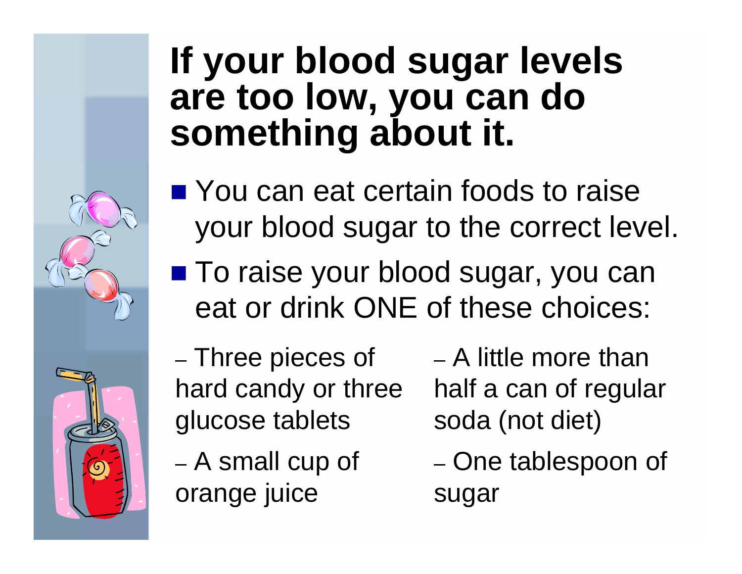# If your blood sugar levels are too low, you can do something about it.

- You can eat certain foods to raise your blood sugar to the correct level.
- To raise your blood sugar, you can eat or drink ONE of these choices:
  - Three pieces of hard candy or three glucose tablets
  - A small cup of orange juice
  - A little more than half a can of regular soda (not diet)
  - One tablespoon of sugar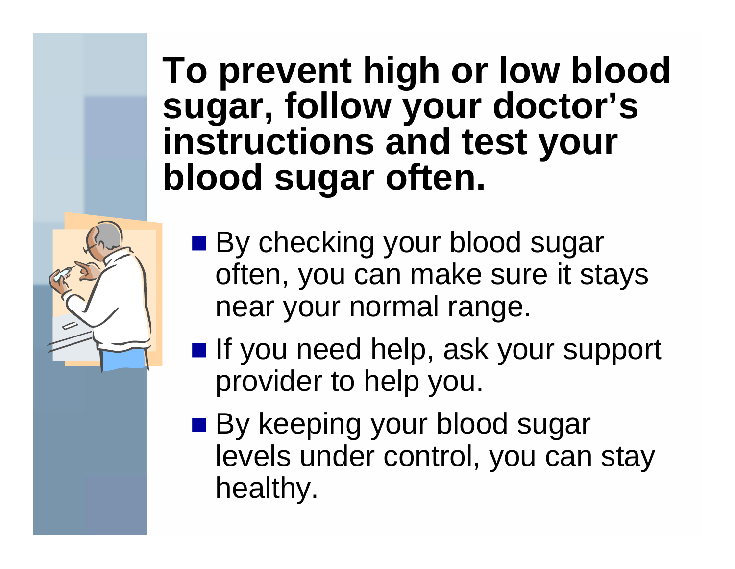# To prevent high or low blood sugar, follow your doctor's instructions and test your blood sugar often.

- By checking your blood sugar often, you can make sure it stays near your normal range.
- If you need help, ask your support provider to help you.
- By keeping your blood sugar levels under control, you can stay healthy.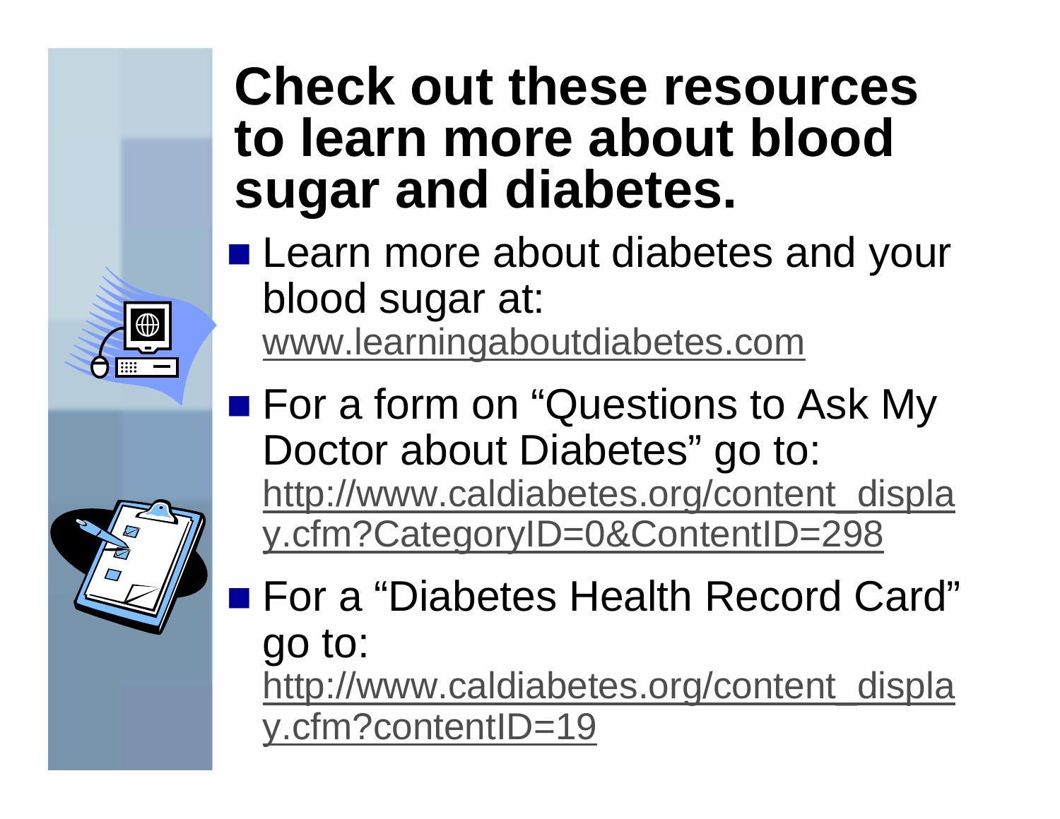# Check out these resources to learn more about blood sugar and diabetes.

- Learn more about diabetes and your blood sugar at:
  www.learningaboutdiabetes.com
- For a form on “Questions to Ask My Doctor about Diabetes” go to:
  http://www.caldiabetes.org/content_display.cfm?CategoryID=0&ContentID=298
- For a “Diabetes Health Record Card” go to:
  http://www.caldiabetes.org/content_display.cfm?contentID=19